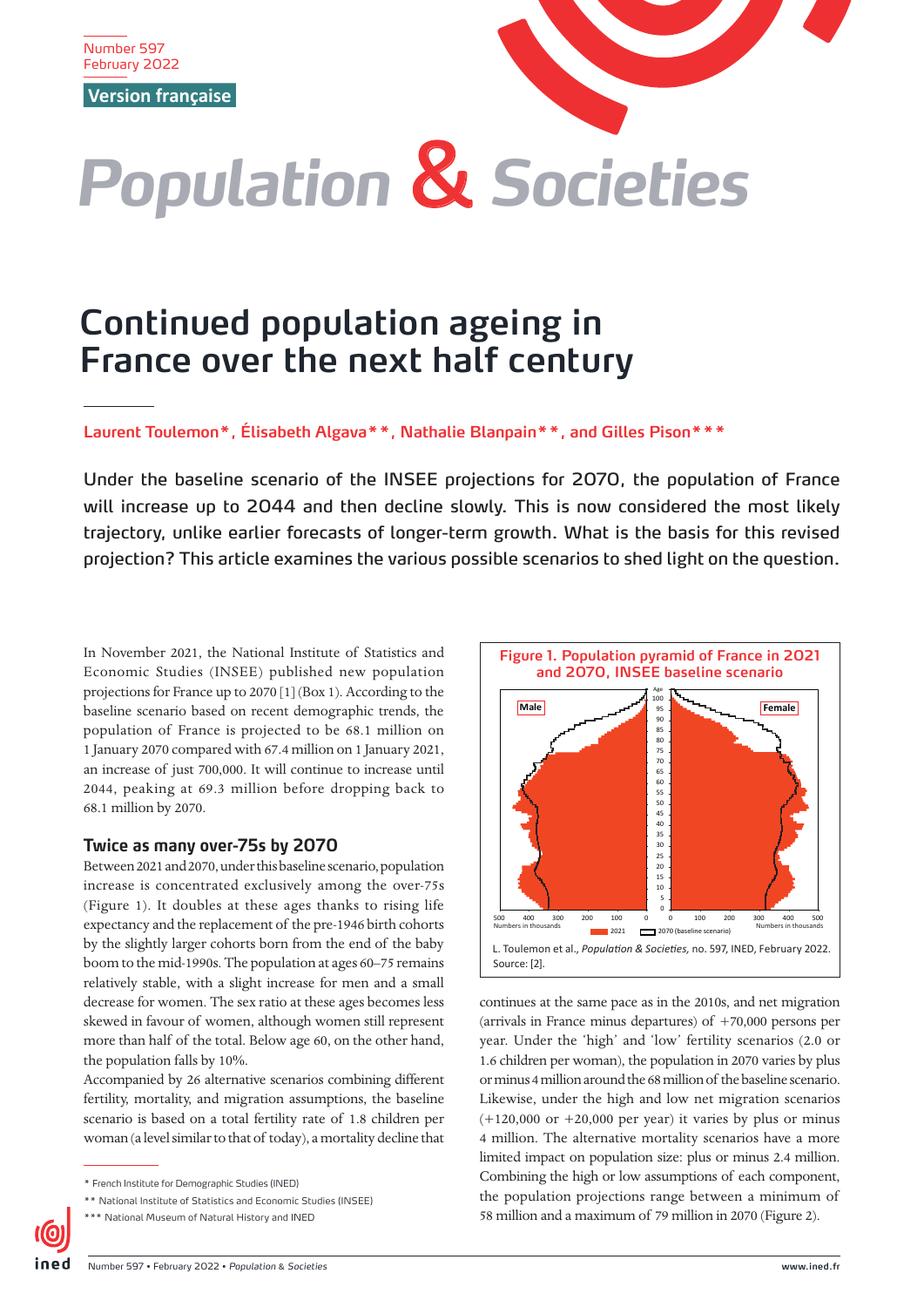Number 597
February 2022

Version française

# Population & Societies

## Continued population ageing in France over the next half century

**Laurent Toulemon\*, Élisabeth Algava\*\*, Nathalie Blanpain\*\*, and Gilles Pison\*\*\***

**Under the baseline scenario of the INSEE projections for 2070, the population of France will increase up to 2044 and then decline slowly. This is now considered the most likely trajectory, unlike earlier forecasts of longer-term growth. What is the basis for this revised projection? This article examines the various possible scenarios to shed light on the question.**

In November 2021, the National Institute of Statistics and Economic Studies (INSEE) published new population projections for France up to 2070 [1] (Box 1). According to the baseline scenario based on recent demographic trends, the population of France is projected to be 68.1 million on 1 January 2070 compared with 67.4 million on 1 January 2021, an increase of just 700,000. It will continue to increase until 2044, peaking at 69.3 million before dropping back to 68.1 million by 2070.

### Twice as many over-75s by 2070

Between 2021 and 2070, under this baseline scenario, population increase is concentrated exclusively among the over-75s (Figure 1). It doubles at these ages thanks to rising life expectancy and the replacement of the pre-1946 birth cohorts by the slightly larger cohorts born from the end of the baby boom to the mid-1990s. The population at ages 60–75 remains relatively stable, with a slight increase for men and a small decrease for women. The sex ratio at these ages becomes less skewed in favour of women, although women still represent more than half of the total. Below age 60, on the other hand, the population falls by 10%.

Accompanied by 26 alternative scenarios combining different fertility, mortality, and migration assumptions, the baseline scenario is based on a total fertility rate of 1.8 children per woman (a level similar to that of today), a mortality decline that continues at the same pace as in the 2010s, and net migration (arrivals in France minus departures) of +70,000 persons per year. Under the 'high' and 'low' fertility scenarios (2.0 or 1.6 children per woman), the population in 2070 varies by plus or minus 4 million around the 68 million of the baseline scenario. Likewise, under the high and low net migration scenarios (+120,000 or +20,000 per year) it varies by plus or minus 4 million. The alternative mortality scenarios have a more limited impact on population size: plus or minus 2.4 million. Combining the high or low assumptions of each component, the population projections range between a minimum of 58 million and a maximum of 79 million in 2070 (Figure 2).

**Figure 1. Population pyramid of France in 2021 and 2070, INSEE baseline scenario**

L. Toulemon et al., *Population & Societies*, no. 597, INED, February 2022.
Source: [2].

\* French Institute for Demographic Studies (INED)
\*\* National Institute of Statistics and Economic Studies (INSEE)
\*\*\* National Museum of Natural History and INED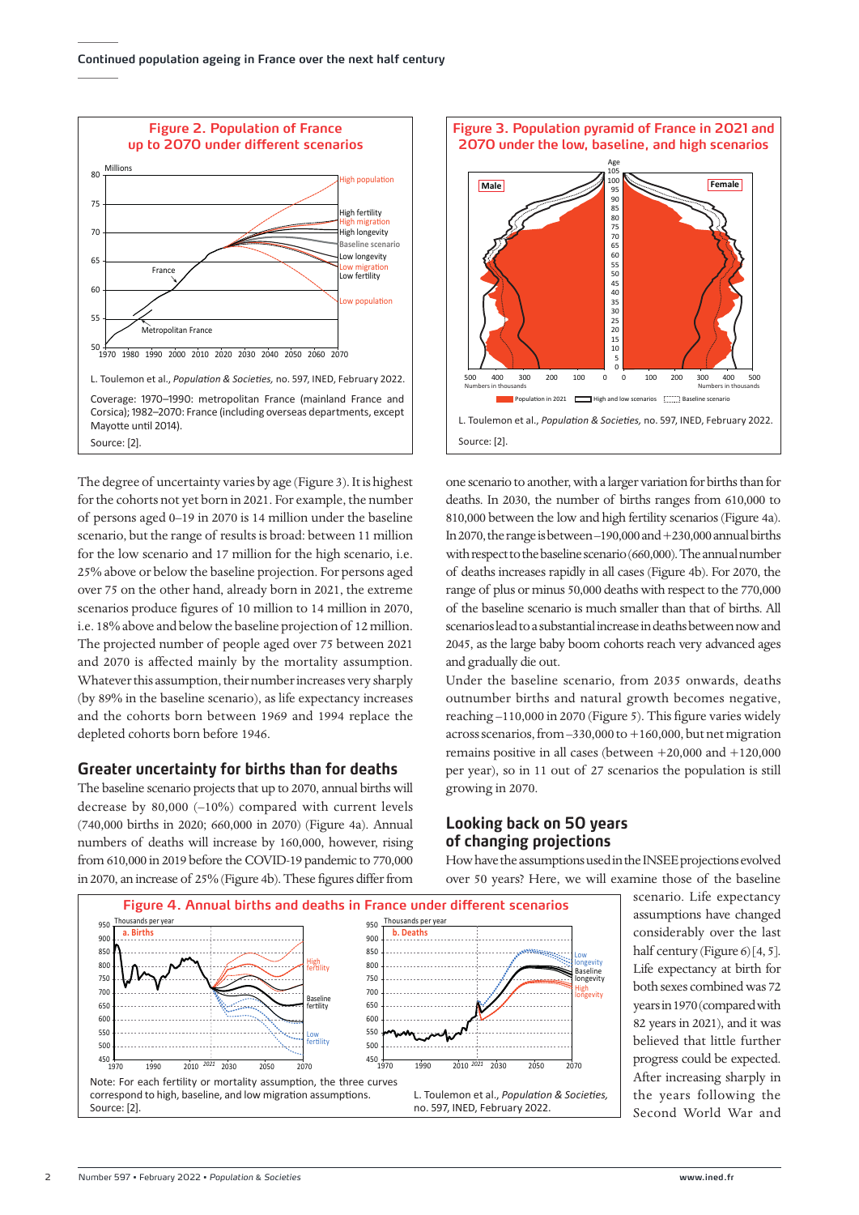**Figure 2. Population of France up to 2070 under different scenarios**

L. Toulemon et al., *Population & Societies,* no. 597, INED, February 2022.

Coverage: 1970–1990: metropolitan France (mainland France and Corsica); 1982–2070: France (including overseas departments, except Mayotte until 2014).

Source: [2].

**Figure 3. Population pyramid of France in 2021 and 2070 under the low, baseline, and high scenarios**

L. Toulemon et al., *Population & Societies,* no. 597, INED, February 2022.

Source: [2].

The degree of uncertainty varies by age (Figure 3). It is highest for the cohorts not yet born in 2021. For example, the number of persons aged 0–19 in 2070 is 14 million under the baseline scenario, but the range of results is broad: between 11 million for the low scenario and 17 million for the high scenario, i.e. 25% above or below the baseline projection. For persons aged over 75 on the other hand, already born in 2021, the extreme scenarios produce figures of 10 million to 14 million in 2070, i.e. 18% above and below the baseline projection of 12 million. The projected number of people aged over 75 between 2021 and 2070 is affected mainly by the mortality assumption. Whatever this assumption, their number increases very sharply (by 89% in the baseline scenario), as life expectancy increases and the cohorts born between 1969 and 1994 replace the depleted cohorts born before 1946.

## Greater uncertainty for births than for deaths

The baseline scenario projects that up to 2070, annual births will decrease by 80,000 (–10%) compared with current levels (740,000 births in 2020; 660,000 in 2070) (Figure 4a). Annual numbers of deaths will increase by 160,000, however, rising from 610,000 in 2019 before the COVID-19 pandemic to 770,000 in 2070, an increase of 25% (Figure 4b). These figures differ from one scenario to another, with a larger variation for births than for deaths. In 2030, the number of births ranges from 610,000 to 810,000 between the low and high fertility scenarios (Figure 4a). In 2070, the range is between –190,000 and +230,000 annual births with respect to the baseline scenario (660,000). The annual number of deaths increases rapidly in all cases (Figure 4b). For 2070, the range of plus or minus 50,000 deaths with respect to the 770,000 of the baseline scenario is much smaller than that of births. All scenarios lead to a substantial increase in deaths between now and 2045, as the large baby boom cohorts reach very advanced ages and gradually die out.

Under the baseline scenario, from 2035 onwards, deaths outnumber births and natural growth becomes negative, reaching –110,000 in 2070 (Figure 5). This figure varies widely across scenarios, from –330,000 to +160,000, but net migration remains positive in all cases (between +20,000 and +120,000 per year), so in 11 out of 27 scenarios the population is still growing in 2070.

**Figure 4. Annual births and deaths in France under different scenarios**

Note: For each fertility or mortality assumption, the three curves correspond to high, baseline, and low migration assumptions.

Source: [2].

L. Toulemon et al., *Population & Societies,* no. 597, INED, February 2022.

## Looking back on 50 years of changing projections

How have the assumptions used in the INSEE projections evolved over 50 years? Here, we will examine those of the baseline scenario. Life expectancy assumptions have changed considerably over the last half century (Figure 6) [4, 5]. Life expectancy at birth for both sexes combined was 72 years in 1970 (compared with 82 years in 2021), and it was believed that little further progress could be expected. After increasing sharply in the years following the Second World War and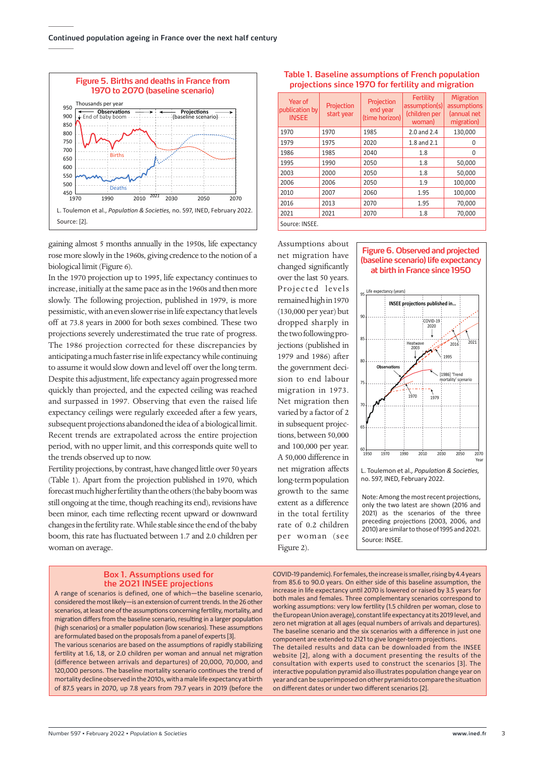### Figure 5. Births and deaths in France from 1970 to 2070 (baseline scenario)

L. Toulemon et al., *Population & Societies*, no. 597, INED, February 2022.

Source: [2].

gaining almost 5 months annually in the 1950s, life expectancy rose more slowly in the 1960s, giving credence to the notion of a biological limit (Figure 6).

In the 1970 projection up to 1995, life expectancy continues to increase, initially at the same pace as in the 1960s and then more slowly. The following projection, published in 1979, is more pessimistic, with an even slower rise in life expectancy that levels off at 73.8 years in 2000 for both sexes combined. These two projections severely underestimated the true rate of progress. The 1986 projection corrected for these discrepancies by anticipating a much faster rise in life expectancy while continuing to assume it would slow down and level off over the long term. Despite this adjustment, life expectancy again progressed more quickly than projected, and the expected ceiling was reached and surpassed in 1997. Observing that even the raised life expectancy ceilings were regularly exceeded after a few years, subsequent projections abandoned the idea of a biological limit. Recent trends are extrapolated across the entire projection period, with no upper limit, and this corresponds quite well to the trends observed up to now.

Fertility projections, by contrast, have changed little over 50 years (Table 1). Apart from the projection published in 1970, which forecast much higher fertility than the others (the baby boom was still ongoing at the time, though reaching its end), revisions have been minor, each time reflecting recent upward or downward changes in the fertility rate. While stable since the end of the baby boom, this rate has fluctuated between 1.7 and 2.0 children per woman on average.

### Table 1. Baseline assumptions of French population projections since 1970 for fertility and migration

| Year of publication by INSEE | Projection start year | Projection end year (time horizon) | Fertility assumption(s) (children per woman) | Migration assumptions (annual net migration) |
|---|---|---|---|---|
| 1970 | 1970 | 1985 | 2.0 and 2.4 | 130,000 |
| 1979 | 1975 | 2020 | 1.8 and 2.1 | 0 |
| 1986 | 1985 | 2040 | 1.8 | 0 |
| 1995 | 1990 | 2050 | 1.8 | 50,000 |
| 2003 | 2000 | 2050 | 1.8 | 50,000 |
| 2006 | 2006 | 2050 | 1.9 | 100,000 |
| 2010 | 2007 | 2060 | 1.95 | 100,000 |
| 2016 | 2013 | 2070 | 1.95 | 70,000 |
| 2021 | 2021 | 2070 | 1.8 | 70,000 |

Source: INSEE.

Assumptions about net migration have changed significantly over the last 50 years. Projected levels remained high in 1970 (130,000 per year) but dropped sharply in the two following projections (published in 1979 and 1986) after the government decision to end labour migration in 1973. Net migration then varied by a factor of 2 in subsequent projections, between 50,000 and 100,000 per year. A 50,000 difference in net migration affects long-term population growth to the same extent as a difference in the total fertility rate of 0.2 children per woman (see Figure 2).

### Figure 6. Observed and projected (baseline scenario) life expectancy at birth in France since 1950

L. Toulemon et al., *Population & Societies*, no. 597, INED, February 2022.

Note: Among the most recent projections, only the two latest are shown (2016 and 2021) as the scenarios of the three preceding projections (2003, 2006, and 2010) are similar to those of 1995 and 2021.

Source: INSEE.

### Box 1. Assumptions used for the 2021 INSEE projections

A range of scenarios is defined, one of which—the baseline scenario, considered the most likely—is an extension of current trends. In the 26 other scenarios, at least one of the assumptions concerning fertility, mortality, and migration differs from the baseline scenario, resulting in a larger population (high scenarios) or a smaller population (low scenarios). These assumptions are formulated based on the proposals from a panel of experts [3].

The various scenarios are based on the assumptions of rapidly stabilizing fertility at 1.6, 1.8, or 2.0 children per woman and annual net migration (difference between arrivals and departures) of 20,000, 70,000, and 120,000 persons. The baseline mortality scenario continues the trend of mortality decline observed in the 2010s, with a male life expectancy at birth of 87.5 years in 2070, up 7.8 years from 79.7 years in 2019 (before the COVID-19 pandemic). For females, the increase is smaller, rising by 4.4 years from 85.6 to 90.0 years. On either side of this baseline assumption, the increase in life expectancy until 2070 is lowered or raised by 3.5 years for both males and females. Three complementary scenarios correspond to working assumptions: very low fertility (1.5 children per woman, close to the European Union average), constant life expectancy at its 2019 level, and zero net migration at all ages (equal numbers of arrivals and departures). The baseline scenario and the six scenarios with a difference in just one component are extended to 2121 to give longer-term projections.

The detailed results and data can be downloaded from the INSEE website [2], along with a document presenting the results of the consultation with experts used to construct the scenarios [3]. The interactive population pyramid also illustrates population change year on year and can be superimposed on other pyramids to compare the situation on different dates or under two different scenarios [2].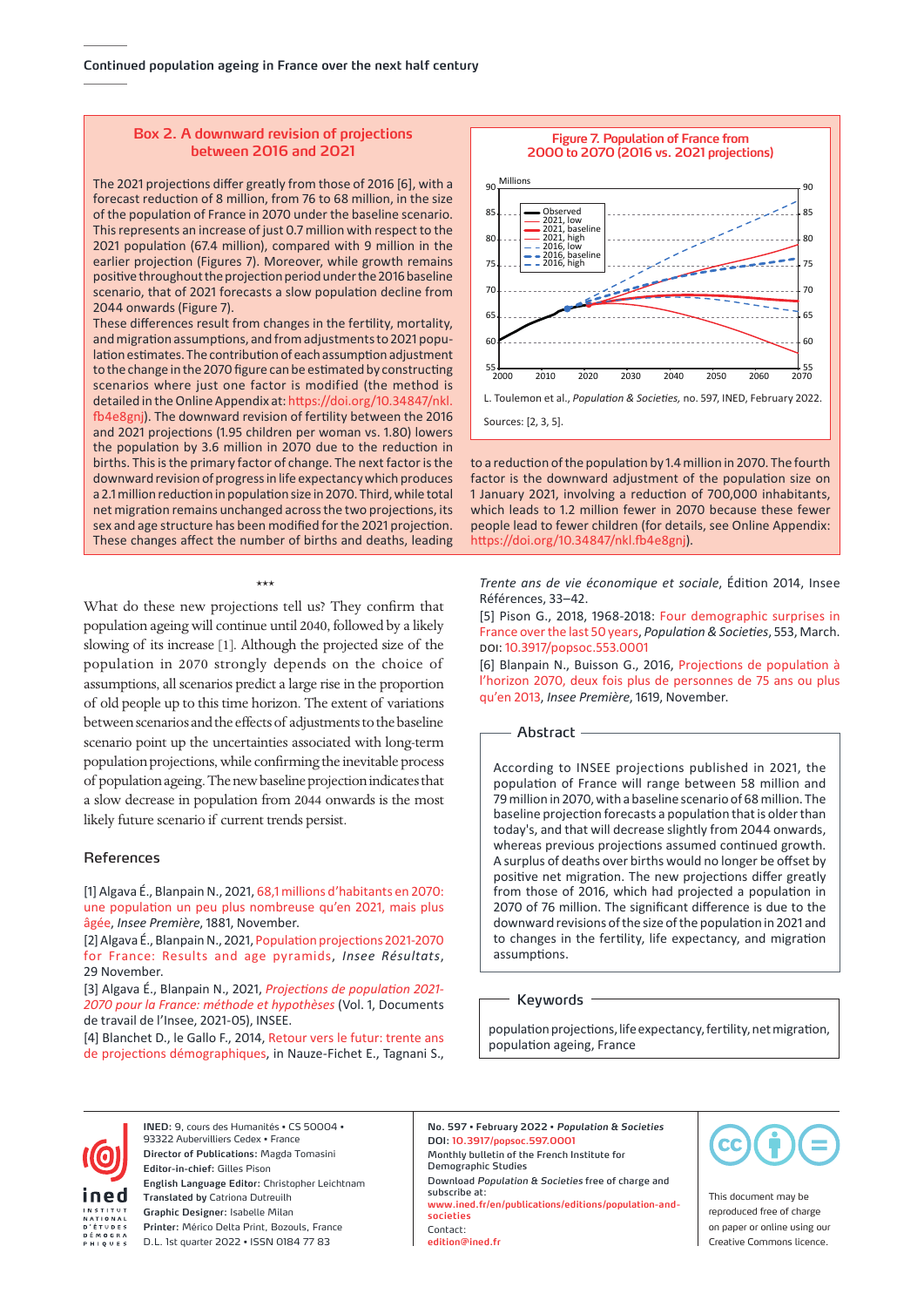## Box 2. A downward revision of projections between 2016 and 2021

The 2021 projections differ greatly from those of 2016 [6], with a forecast reduction of 8 million, from 76 to 68 million, in the size of the population of France in 2070 under the baseline scenario. This represents an increase of just 0.7 million with respect to the 2021 population (67.4 million), compared with 9 million in the earlier projection (Figures 7). Moreover, while growth remains positive throughout the projection period under the 2016 baseline scenario, that of 2021 forecasts a slow population decline from 2044 onwards (Figure 7).

These differences result from changes in the fertility, mortality, and migration assumptions, and from adjustments to 2021 population estimates. The contribution of each assumption adjustment to the change in the 2070 figure can be estimated by constructing scenarios where just one factor is modified (the method is detailed in the Online Appendix at: https://doi.org/10.34847/nkl.fb4e8gnj). The downward revision of fertility between the 2016 and 2021 projections (1.95 children per woman vs. 1.80) lowers the population by 3.6 million in 2070 due to the reduction in births. This is the primary factor of change. The next factor is the downward revision of progress in life expectancy which produces a 2.1 million reduction in population size in 2070. Third, while total net migration remains unchanged across the two projections, its sex and age structure has been modified for the 2021 projection. These changes affect the number of births and deaths, leading to a reduction of the population by 1.4 million in 2070. The fourth factor is the downward adjustment of the population size on 1 January 2021, involving a reduction of 700,000 inhabitants, which leads to 1.2 million fewer in 2070 because these fewer people lead to fewer children (for details, see Online Appendix: https://doi.org/10.34847/nkl.fb4e8gnj).

**Figure 7. Population of France from 2000 to 2070 (2016 vs. 2021 projections)**

Millions

90
85
80
75
70
65
60
55

2000 2010 2020 2030 2040 2050 2060 2070

Observed
2021, low
2021, baseline
2021, high
2016, low
2016, baseline
2016, high

L. Toulemon et al., *Population & Societies*, no. 597, INED, February 2022.

Sources: [2, 3, 5].

\*\*\*

What do these new projections tell us? They confirm that population ageing will continue until 2040, followed by a likely slowing of its increase [1]. Although the projected size of the population in 2070 strongly depends on the choice of assumptions, all scenarios predict a large rise in the proportion of old people up to this time horizon. The extent of variations between scenarios and the effects of adjustments to the baseline scenario point up the uncertainties associated with long-term population projections, while confirming the inevitable process of population ageing. The new baseline projection indicates that a slow decrease in population from 2044 onwards is the most likely future scenario if current trends persist.

## References

[1] Algava É., Blanpain N., 2021, 68,1 millions d'habitants en 2070: une population un peu plus nombreuse qu'en 2021, mais plus âgée, *Insee Première*, 1881, November.

[2] Algava É., Blanpain N., 2021, Population projections 2021-2070 for France: Results and age pyramids, *Insee Résultats*, 29 November.

[3] Algava É., Blanpain N., 2021, *Projections de population 2021-2070 pour la France: méthode et hypothèses* (Vol. 1, Documents de travail de l'Insee, 2021-05), INSEE.

[4] Blanchet D., le Gallo F., 2014, Retour vers le futur: trente ans de projections démographiques, in Nauze-Fichet E., Tagnani S., *Trente ans de vie économique et sociale*, Édition 2014, Insee Références, 33–42.

[5] Pison G., 2018, 1968-2018: Four demographic surprises in France over the last 50 years, *Population & Societies*, 553, March. DOI: 10.3917/popsoc.553.0001

[6] Blanpain N., Buisson G., 2016, Projections de population à l'horizon 2070, deux fois plus de personnes de 75 ans ou plus qu'en 2013, *Insee Première*, 1619, November.

## Abstract

According to INSEE projections published in 2021, the population of France will range between 58 million and 79 million in 2070, with a baseline scenario of 68 million. The baseline projection forecasts a population that is older than today's, and that will decrease slightly from 2044 onwards, whereas previous projections assumed continued growth. A surplus of deaths over births would no longer be offset by positive net migration. The new projections differ greatly from those of 2016, which had projected a population in 2070 of 76 million. The significant difference is due to the downward revisions of the size of the population in 2021 and to changes in the fertility, life expectancy, and migration assumptions.

## Keywords

population projections, life expectancy, fertility, net migration, population ageing, France

**INED:** 9, cours des Humanités • CS 50004 • 93322 Aubervilliers Cedex • France
**Director of Publications:** Magda Tomasini
**Editor-in-chief:** Gilles Pison
**English Language Editor:** Christopher Leichtnam
**Translated by** Catriona Dutreuilh
**Graphic Designer:** Isabelle Milan
**Printer:** Mérico Delta Print, Bozouls, France
D.L. 1st quarter 2022 • ISSN 0184 77 83

**No. 597 • February 2022 • *Population & Societies***
**DOI:** 10.3917/popsoc.597.0001
Monthly bulletin of the French Institute for Demographic Studies
Download *Population & Societies* free of charge and subscribe at:
www.ined.fr/en/publications/editions/population-and-societies
Contact:
edition@ined.fr

This document may be reproduced free of charge on paper or online using our Creative Commons licence.